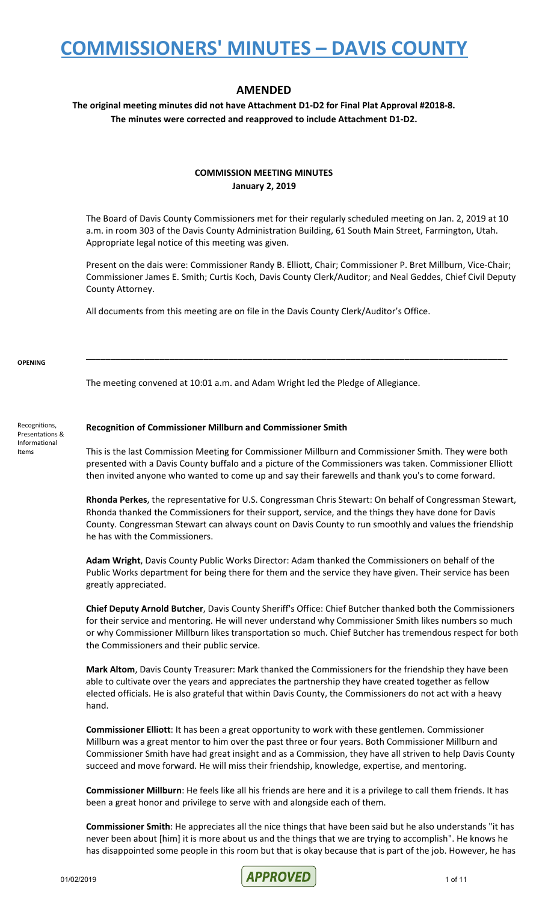# COMMISSIONERS' MINUTES – DAVIS COUNTY

## AMENDED

**The original meeting minutes did not have Attachment D1-D2 for Final Plat Approval #2018-8. The minutes were corrected and reapproved to include Attachment D1-D2.**

### COMMISSION MEETING MINUTES
**January 2, 2019**

The Board of Davis County Commissioners met for their regularly scheduled meeting on Jan. 2, 2019 at 10 a.m. in room 303 of the Davis County Administration Building, 61 South Main Street, Farmington, Utah. Appropriate legal notice of this meeting was given.

Present on the dais were: Commissioner Randy B. Elliott, Chair; Commissioner P. Bret Millburn, Vice-Chair; Commissioner James E. Smith; Curtis Koch, Davis County Clerk/Auditor; and Neal Geddes, Chief Civil Deputy County Attorney.

All documents from this meeting are on file in the Davis County Clerk/Auditor's Office.

---

**OPENING**

The meeting convened at 10:01 a.m. and Adam Wright led the Pledge of Allegiance.

Recognitions, Presentations & Informational Items

**Recognition of Commissioner Millburn and Commissioner Smith**

This is the last Commission Meeting for Commissioner Millburn and Commissioner Smith. They were both presented with a Davis County buffalo and a picture of the Commissioners was taken. Commissioner Elliott then invited anyone who wanted to come up and say their farewells and thank you's to come forward.

**Rhonda Perkes**, the representative for U.S. Congressman Chris Stewart: On behalf of Congressman Stewart, Rhonda thanked the Commissioners for their support, service, and the things they have done for Davis County. Congressman Stewart can always count on Davis County to run smoothly and values the friendship he has with the Commissioners.

**Adam Wright**, Davis County Public Works Director: Adam thanked the Commissioners on behalf of the Public Works department for being there for them and the service they have given. Their service has been greatly appreciated.

**Chief Deputy Arnold Butcher**, Davis County Sheriff's Office: Chief Butcher thanked both the Commissioners for their service and mentoring. He will never understand why Commissioner Smith likes numbers so much or why Commissioner Millburn likes transportation so much. Chief Butcher has tremendous respect for both the Commissioners and their public service.

**Mark Altom**, Davis County Treasurer: Mark thanked the Commissioners for the friendship they have been able to cultivate over the years and appreciates the partnership they have created together as fellow elected officials. He is also grateful that within Davis County, the Commissioners do not act with a heavy hand.

**Commissioner Elliott**: It has been a great opportunity to work with these gentlemen. Commissioner Millburn was a great mentor to him over the past three or four years. Both Commissioner Millburn and Commissioner Smith have had great insight and as a Commission, they have all striven to help Davis County succeed and move forward. He will miss their friendship, knowledge, expertise, and mentoring.

**Commissioner Millburn**: He feels like all his friends are here and it is a privilege to call them friends. It has been a great honor and privilege to serve with and alongside each of them.

**Commissioner Smith**: He appreciates all the nice things that have been said but he also understands "it has never been about [him] it is more about us and the things that we are trying to accomplish". He knows he has disappointed some people in this room but that is okay because that is part of the job. However, he has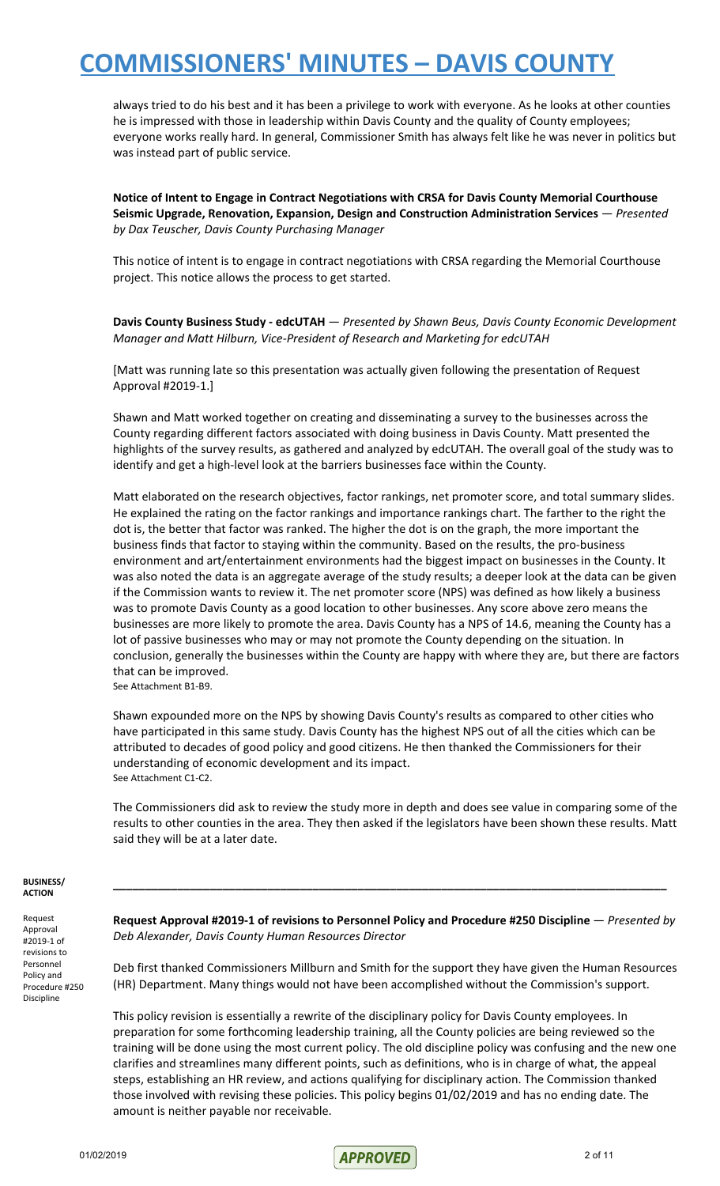always tried to do his best and it has been a privilege to work with everyone. As he looks at other counties he is impressed with those in leadership within Davis County and the quality of County employees; everyone works really hard. In general, Commissioner Smith has always felt like he was never in politics but was instead part of public service.

**Notice of Intent to Engage in Contract Negotiations with CRSA for Davis County Memorial Courthouse Seismic Upgrade, Renovation, Expansion, Design and Construction Administration Services** — *Presented by Dax Teuscher, Davis County Purchasing Manager*

This notice of intent is to engage in contract negotiations with CRSA regarding the Memorial Courthouse project. This notice allows the process to get started.

**Davis County Business Study - edcUTAH** — *Presented by Shawn Beus, Davis County Economic Development Manager and Matt Hilburn, Vice-President of Research and Marketing for edcUTAH*

[Matt was running late so this presentation was actually given following the presentation of Request Approval #2019-1.]

Shawn and Matt worked together on creating and disseminating a survey to the businesses across the County regarding different factors associated with doing business in Davis County. Matt presented the highlights of the survey results, as gathered and analyzed by edcUTAH. The overall goal of the study was to identify and get a high-level look at the barriers businesses face within the County.

Matt elaborated on the research objectives, factor rankings, net promoter score, and total summary slides. He explained the rating on the factor rankings and importance rankings chart. The farther to the right the dot is, the better that factor was ranked. The higher the dot is on the graph, the more important the business finds that factor to staying within the community. Based on the results, the pro-business environment and art/entertainment environments had the biggest impact on businesses in the County. It was also noted the data is an aggregate average of the study results; a deeper look at the data can be given if the Commission wants to review it. The net promoter score (NPS) was defined as how likely a business was to promote Davis County as a good location to other businesses. Any score above zero means the businesses are more likely to promote the area. Davis County has a NPS of 14.6, meaning the County has a lot of passive businesses who may or may not promote the County depending on the situation. In conclusion, generally the businesses within the County are happy with where they are, but there are factors that can be improved.
See Attachment B1-B9.

Shawn expounded more on the NPS by showing Davis County's results as compared to other cities who have participated in this same study. Davis County has the highest NPS out of all the cities which can be attributed to decades of good policy and good citizens. He then thanked the Commissioners for their understanding of economic development and its impact.
See Attachment C1-C2.

The Commissioners did ask to review the study more in depth and does see value in comparing some of the results to other counties in the area. They then asked if the legislators have been shown these results. Matt said they will be at a later date.

**BUSINESS/ACTION**

---

*Request Approval #2019-1 of revisions to Personnel Policy and Procedure #250 Discipline*

**Request Approval #2019-1 of revisions to Personnel Policy and Procedure #250 Discipline** — *Presented by Deb Alexander, Davis County Human Resources Director*

Deb first thanked Commissioners Millburn and Smith for the support they have given the Human Resources (HR) Department. Many things would not have been accomplished without the Commission's support.

This policy revision is essentially a rewrite of the disciplinary policy for Davis County employees. In preparation for some forthcoming leadership training, all the County policies are being reviewed so the training will be done using the most current policy. The old discipline policy was confusing and the new one clarifies and streamlines many different points, such as definitions, who is in charge of what, the appeal steps, establishing an HR review, and actions qualifying for disciplinary action. The Commission thanked those involved with revising these policies. This policy begins 01/02/2019 and has no ending date. The amount is neither payable nor receivable.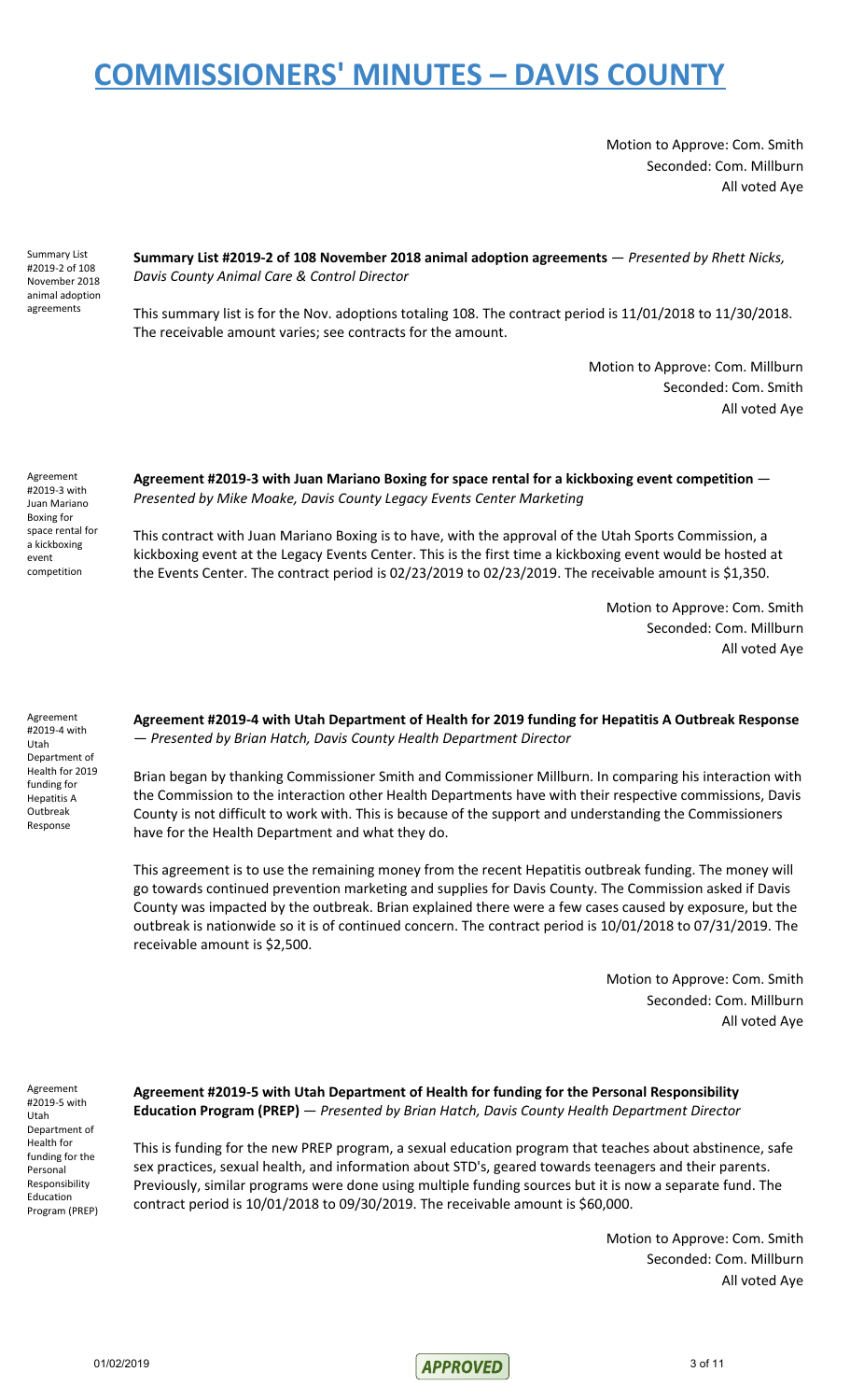Motion to Approve: Com. Smith
Seconded: Com. Millburn
All voted Aye

Summary List #2019-2 of 108 November 2018 animal adoption agreements

**Summary List #2019-2 of 108 November 2018 animal adoption agreements** — *Presented by Rhett Nicks, Davis County Animal Care & Control Director*

This summary list is for the Nov. adoptions totaling 108. The contract period is 11/01/2018 to 11/30/2018. The receivable amount varies; see contracts for the amount.

Motion to Approve: Com. Millburn
Seconded: Com. Smith
All voted Aye

Agreement #2019-3 with Juan Mariano Boxing for space rental for a kickboxing event competition

**Agreement #2019-3 with Juan Mariano Boxing for space rental for a kickboxing event competition** — *Presented by Mike Moake, Davis County Legacy Events Center Marketing*

This contract with Juan Mariano Boxing is to have, with the approval of the Utah Sports Commission, a kickboxing event at the Legacy Events Center. This is the first time a kickboxing event would be hosted at the Events Center. The contract period is 02/23/2019 to 02/23/2019. The receivable amount is $1,350.

Motion to Approve: Com. Smith
Seconded: Com. Millburn
All voted Aye

Agreement #2019-4 with Utah Department of Health for 2019 funding for Hepatitis A Outbreak Response

**Agreement #2019-4 with Utah Department of Health for 2019 funding for Hepatitis A Outbreak Response** — *Presented by Brian Hatch, Davis County Health Department Director*

Brian began by thanking Commissioner Smith and Commissioner Millburn. In comparing his interaction with the Commission to the interaction other Health Departments have with their respective commissions, Davis County is not difficult to work with. This is because of the support and understanding the Commissioners have for the Health Department and what they do.

This agreement is to use the remaining money from the recent Hepatitis outbreak funding. The money will go towards continued prevention marketing and supplies for Davis County. The Commission asked if Davis County was impacted by the outbreak. Brian explained there were a few cases caused by exposure, but the outbreak is nationwide so it is of continued concern. The contract period is 10/01/2018 to 07/31/2019. The receivable amount is $2,500.

Motion to Approve: Com. Smith
Seconded: Com. Millburn
All voted Aye

Agreement #2019-5 with Utah Department of Health for funding for the Personal Responsibility Education Program (PREP)

**Agreement #2019-5 with Utah Department of Health for funding for the Personal Responsibility Education Program (PREP)** — *Presented by Brian Hatch, Davis County Health Department Director*

This is funding for the new PREP program, a sexual education program that teaches about abstinence, safe sex practices, sexual health, and information about STD's, geared towards teenagers and their parents. Previously, similar programs were done using multiple funding sources but it is now a separate fund. The contract period is 10/01/2018 to 09/30/2019. The receivable amount is $60,000.

Motion to Approve: Com. Smith
Seconded: Com. Millburn
All voted Aye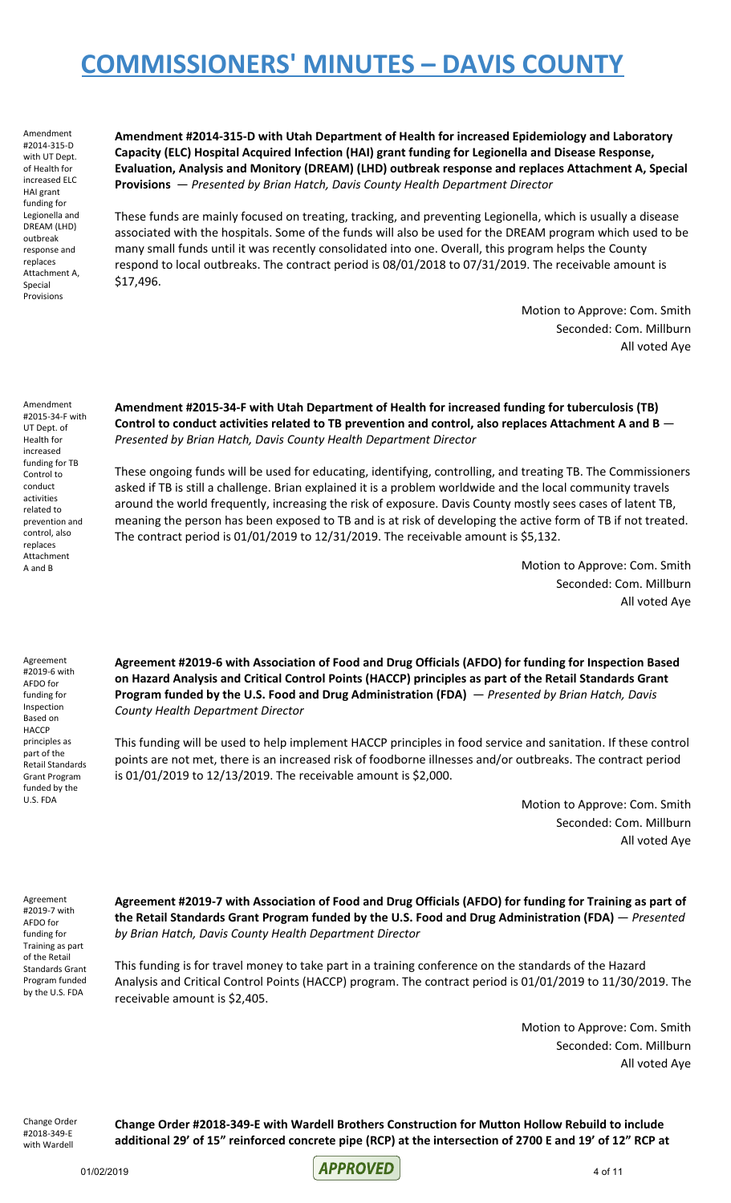Amendment #2014-315-D with UT Dept. of Health for increased ELC HAI grant funding for Legionella and DREAM (LHD) outbreak response and replaces Attachment A, Special Provisions

**Amendment #2014-315-D with Utah Department of Health for increased Epidemiology and Laboratory Capacity (ELC) Hospital Acquired Infection (HAI) grant funding for Legionella and Disease Response, Evaluation, Analysis and Monitory (DREAM) (LHD) outbreak response and replaces Attachment A, Special Provisions** — *Presented by Brian Hatch, Davis County Health Department Director*

These funds are mainly focused on treating, tracking, and preventing Legionella, which is usually a disease associated with the hospitals. Some of the funds will also be used for the DREAM program which used to be many small funds until it was recently consolidated into one. Overall, this program helps the County respond to local outbreaks. The contract period is 08/01/2018 to 07/31/2019. The receivable amount is $17,496.

Motion to Approve: Com. Smith
Seconded: Com. Millburn
All voted Aye

Amendment #2015-34-F with UT Dept. of Health for increased funding for TB Control to conduct activities related to prevention and control, also replaces Attachment A and B

**Amendment #2015-34-F with Utah Department of Health for increased funding for tuberculosis (TB) Control to conduct activities related to TB prevention and control, also replaces Attachment A and B** — *Presented by Brian Hatch, Davis County Health Department Director*

These ongoing funds will be used for educating, identifying, controlling, and treating TB. The Commissioners asked if TB is still a challenge. Brian explained it is a problem worldwide and the local community travels around the world frequently, increasing the risk of exposure. Davis County mostly sees cases of latent TB, meaning the person has been exposed to TB and is at risk of developing the active form of TB if not treated. The contract period is 01/01/2019 to 12/31/2019. The receivable amount is $5,132.

Motion to Approve: Com. Smith
Seconded: Com. Millburn
All voted Aye

Agreement #2019-6 with AFDO for funding for Inspection Based on HACCP principles as part of the Retail Standards Grant Program funded by the U.S. FDA

**Agreement #2019-6 with Association of Food and Drug Officials (AFDO) for funding for Inspection Based on Hazard Analysis and Critical Control Points (HACCP) principles as part of the Retail Standards Grant Program funded by the U.S. Food and Drug Administration (FDA)** — *Presented by Brian Hatch, Davis County Health Department Director*

This funding will be used to help implement HACCP principles in food service and sanitation. If these control points are not met, there is an increased risk of foodborne illnesses and/or outbreaks. The contract period is 01/01/2019 to 12/13/2019. The receivable amount is $2,000.

Motion to Approve: Com. Smith
Seconded: Com. Millburn
All voted Aye

Agreement #2019-7 with AFDO for funding for Training as part of the Retail Standards Grant Program funded by the U.S. FDA

**Agreement #2019-7 with Association of Food and Drug Officials (AFDO) for funding for Training as part of the Retail Standards Grant Program funded by the U.S. Food and Drug Administration (FDA)** — *Presented by Brian Hatch, Davis County Health Department Director*

This funding is for travel money to take part in a training conference on the standards of the Hazard Analysis and Critical Control Points (HACCP) program. The contract period is 01/01/2019 to 11/30/2019. The receivable amount is $2,405.

Motion to Approve: Com. Smith
Seconded: Com. Millburn
All voted Aye

Change Order #2018-349-E with Wardell

**Change Order #2018-349-E with Wardell Brothers Construction for Mutton Hollow Rebuild to include additional 29' of 15" reinforced concrete pipe (RCP) at the intersection of 2700 E and 19' of 12" RCP at**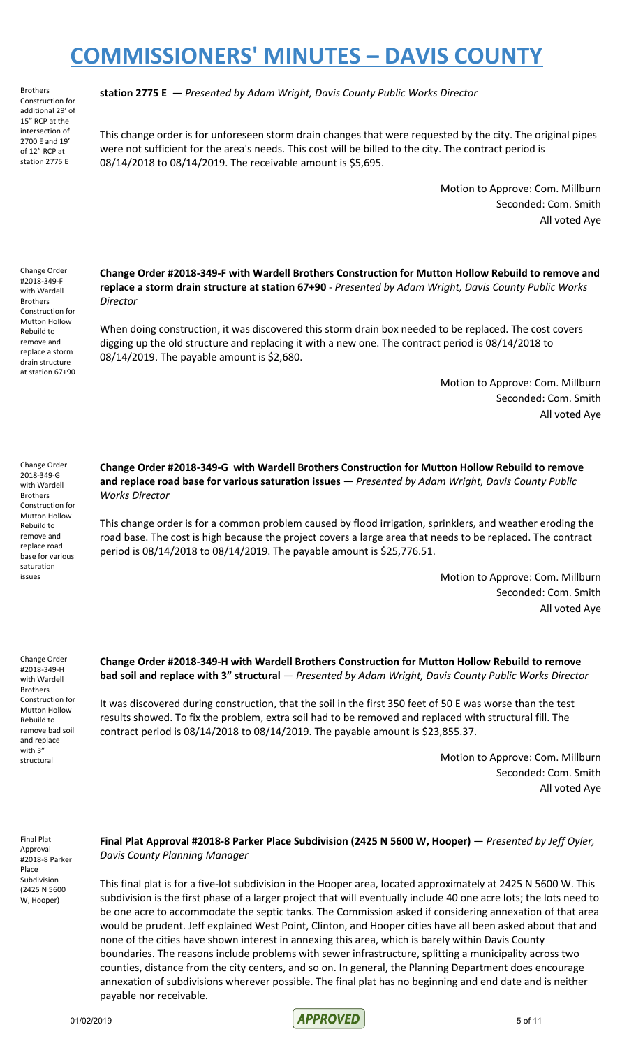Brothers Construction for additional 29' of 15" RCP at the intersection of 2700 E and 19' of 12" RCP at station 2775 E

**station 2775 E** — *Presented by Adam Wright, Davis County Public Works Director*

This change order is for unforeseen storm drain changes that were requested by the city. The original pipes were not sufficient for the area's needs. This cost will be billed to the city. The contract period is 08/14/2018 to 08/14/2019. The receivable amount is $5,695.

Motion to Approve: Com. Millburn
Seconded: Com. Smith
All voted Aye

Change Order #2018-349-F with Wardell Brothers Construction for Mutton Hollow Rebuild to remove and replace a storm drain structure at station 67+90

**Change Order #2018-349-F with Wardell Brothers Construction for Mutton Hollow Rebuild to remove and replace a storm drain structure at station 67+90** - *Presented by Adam Wright, Davis County Public Works Director*

When doing construction, it was discovered this storm drain box needed to be replaced. The cost covers digging up the old structure and replacing it with a new one. The contract period is 08/14/2018 to 08/14/2019. The payable amount is $2,680.

Motion to Approve: Com. Millburn
Seconded: Com. Smith
All voted Aye

Change Order 2018-349-G with Wardell Brothers Construction for Mutton Hollow Rebuild to remove and replace road base for various saturation issues

**Change Order #2018-349-G with Wardell Brothers Construction for Mutton Hollow Rebuild to remove and replace road base for various saturation issues** — *Presented by Adam Wright, Davis County Public Works Director*

This change order is for a common problem caused by flood irrigation, sprinklers, and weather eroding the road base. The cost is high because the project covers a large area that needs to be replaced. The contract period is 08/14/2018 to 08/14/2019. The payable amount is $25,776.51.

Motion to Approve: Com. Millburn
Seconded: Com. Smith
All voted Aye

Change Order #2018-349-H with Wardell Brothers Construction for Mutton Hollow Rebuild to remove bad soil and replace with 3" structural

**Change Order #2018-349-H with Wardell Brothers Construction for Mutton Hollow Rebuild to remove bad soil and replace with 3" structural** — *Presented by Adam Wright, Davis County Public Works Director*

It was discovered during construction, that the soil in the first 350 feet of 50 E was worse than the test results showed. To fix the problem, extra soil had to be removed and replaced with structural fill. The contract period is 08/14/2018 to 08/14/2019. The payable amount is $23,855.37.

Motion to Approve: Com. Millburn
Seconded: Com. Smith
All voted Aye

Final Plat Approval #2018-8 Parker Place Subdivision (2425 N 5600 W, Hooper)

**Final Plat Approval #2018-8 Parker Place Subdivision (2425 N 5600 W, Hooper)** — *Presented by Jeff Oyler, Davis County Planning Manager*

This final plat is for a five-lot subdivision in the Hooper area, located approximately at 2425 N 5600 W. This subdivision is the first phase of a larger project that will eventually include 40 one acre lots; the lots need to be one acre to accommodate the septic tanks. The Commission asked if considering annexation of that area would be prudent. Jeff explained West Point, Clinton, and Hooper cities have all been asked about that and none of the cities have shown interest in annexing this area, which is barely within Davis County boundaries. The reasons include problems with sewer infrastructure, splitting a municipality across two counties, distance from the city centers, and so on. In general, the Planning Department does encourage annexation of subdivisions wherever possible. The final plat has no beginning and end date and is neither payable nor receivable.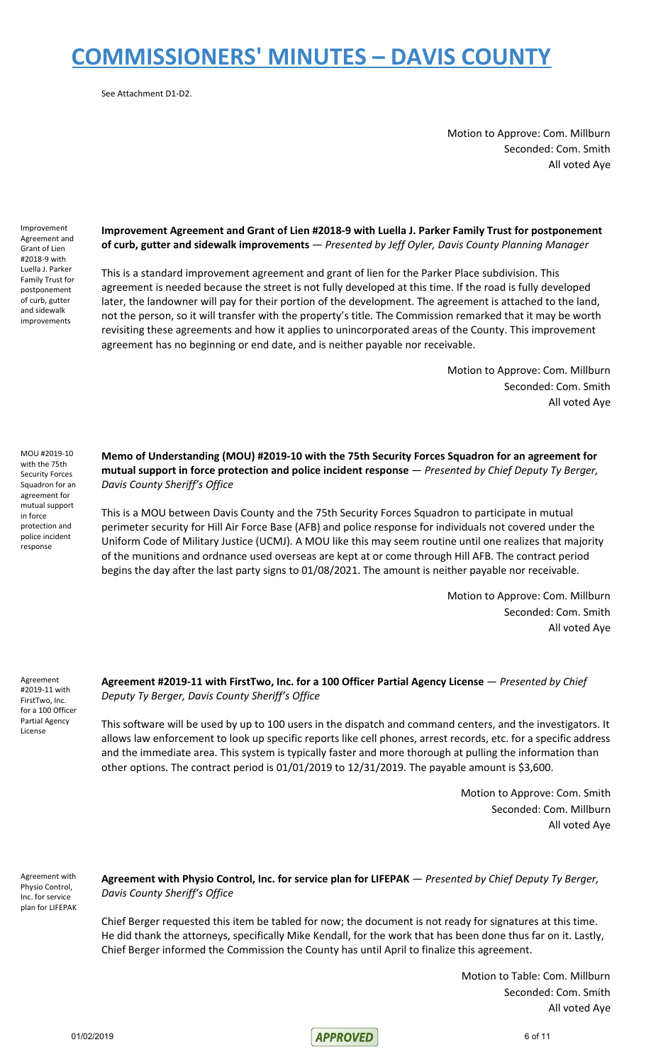See Attachment D1-D2.

Motion to Approve: Com. Millburn
Seconded: Com. Smith
All voted Aye

Improvement Agreement and Grant of Lien #2018-9 with Luella J. Parker Family Trust for postponement of curb, gutter and sidewalk improvements

**Improvement Agreement and Grant of Lien #2018-9 with Luella J. Parker Family Trust for postponement of curb, gutter and sidewalk improvements** — *Presented by Jeff Oyler, Davis County Planning Manager*

This is a standard improvement agreement and grant of lien for the Parker Place subdivision. This agreement is needed because the street is not fully developed at this time. If the road is fully developed later, the landowner will pay for their portion of the development. The agreement is attached to the land, not the person, so it will transfer with the property's title. The Commission remarked that it may be worth revisiting these agreements and how it applies to unincorporated areas of the County. This improvement agreement has no beginning or end date, and is neither payable nor receivable.

Motion to Approve: Com. Millburn
Seconded: Com. Smith
All voted Aye

MOU #2019-10 with the 75th Security Forces Squadron for an agreement for mutual support in force protection and police incident response

**Memo of Understanding (MOU) #2019-10 with the 75th Security Forces Squadron for an agreement for mutual support in force protection and police incident response** — *Presented by Chief Deputy Ty Berger, Davis County Sheriff's Office*

This is a MOU between Davis County and the 75th Security Forces Squadron to participate in mutual perimeter security for Hill Air Force Base (AFB) and police response for individuals not covered under the Uniform Code of Military Justice (UCMJ). A MOU like this may seem routine until one realizes that majority of the munitions and ordnance used overseas are kept at or come through Hill AFB. The contract period begins the day after the last party signs to 01/08/2021. The amount is neither payable nor receivable.

Motion to Approve: Com. Millburn
Seconded: Com. Smith
All voted Aye

Agreement #2019-11 with FirstTwo, Inc. for a 100 Officer Partial Agency License

**Agreement #2019-11 with FirstTwo, Inc. for a 100 Officer Partial Agency License** — *Presented by Chief Deputy Ty Berger, Davis County Sheriff's Office*

This software will be used by up to 100 users in the dispatch and command centers, and the investigators. It allows law enforcement to look up specific reports like cell phones, arrest records, etc. for a specific address and the immediate area. This system is typically faster and more thorough at pulling the information than other options. The contract period is 01/01/2019 to 12/31/2019. The payable amount is $3,600.

Motion to Approve: Com. Smith
Seconded: Com. Millburn
All voted Aye

Agreement with Physio Control, Inc. for service plan for LIFEPAK

**Agreement with Physio Control, Inc. for service plan for LIFEPAK** — *Presented by Chief Deputy Ty Berger, Davis County Sheriff's Office*

Chief Berger requested this item be tabled for now; the document is not ready for signatures at this time. He did thank the attorneys, specifically Mike Kendall, for the work that has been done thus far on it. Lastly, Chief Berger informed the Commission the County has until April to finalize this agreement.

Motion to Table: Com. Millburn
Seconded: Com. Smith
All voted Aye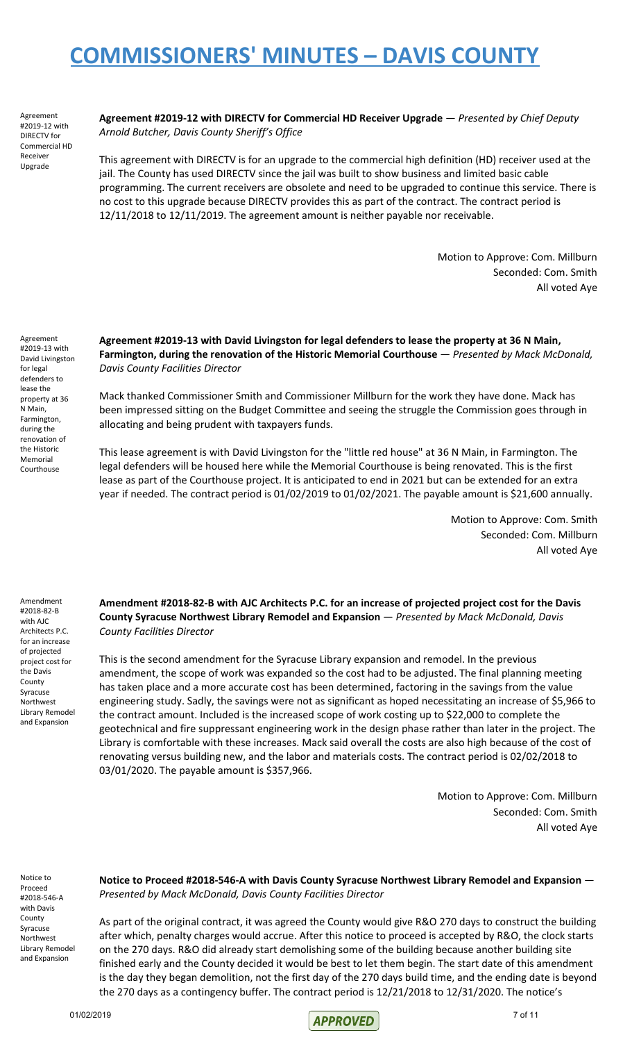Agreement #2019-12 with DIRECTV for Commercial HD Receiver Upgrade

**Agreement #2019-12 with DIRECTV for Commercial HD Receiver Upgrade** — *Presented by Chief Deputy Arnold Butcher, Davis County Sheriff's Office*

This agreement with DIRECTV is for an upgrade to the commercial high definition (HD) receiver used at the jail. The County has used DIRECTV since the jail was built to show business and limited basic cable programming. The current receivers are obsolete and need to be upgraded to continue this service. There is no cost to this upgrade because DIRECTV provides this as part of the contract. The contract period is 12/11/2018 to 12/11/2019. The agreement amount is neither payable nor receivable.

Motion to Approve: Com. Millburn
Seconded: Com. Smith
All voted Aye

Agreement #2019-13 with David Livingston for legal defenders to lease the property at 36 N Main, Farmington, during the renovation of the Historic Memorial Courthouse

**Agreement #2019-13 with David Livingston for legal defenders to lease the property at 36 N Main, Farmington, during the renovation of the Historic Memorial Courthouse** — *Presented by Mack McDonald, Davis County Facilities Director*

Mack thanked Commissioner Smith and Commissioner Millburn for the work they have done. Mack has been impressed sitting on the Budget Committee and seeing the struggle the Commission goes through in allocating and being prudent with taxpayers funds.

This lease agreement is with David Livingston for the "little red house" at 36 N Main, in Farmington. The legal defenders will be housed here while the Memorial Courthouse is being renovated. This is the first lease as part of the Courthouse project. It is anticipated to end in 2021 but can be extended for an extra year if needed. The contract period is 01/02/2019 to 01/02/2021. The payable amount is $21,600 annually.

Motion to Approve: Com. Smith
Seconded: Com. Millburn
All voted Aye

Amendment #2018-82-B with AJC Architects P.C. for an increase of projected project cost for the Davis County Syracuse Northwest Library Remodel and Expansion

**Amendment #2018-82-B with AJC Architects P.C. for an increase of projected project cost for the Davis County Syracuse Northwest Library Remodel and Expansion** — *Presented by Mack McDonald, Davis County Facilities Director*

This is the second amendment for the Syracuse Library expansion and remodel. In the previous amendment, the scope of work was expanded so the cost had to be adjusted. The final planning meeting has taken place and a more accurate cost has been determined, factoring in the savings from the value engineering study. Sadly, the savings were not as significant as hoped necessitating an increase of $5,966 to the contract amount. Included is the increased scope of work costing up to $22,000 to complete the geotechnical and fire suppressant engineering work in the design phase rather than later in the project. The Library is comfortable with these increases. Mack said overall the costs are also high because of the cost of renovating versus building new, and the labor and materials costs. The contract period is 02/02/2018 to 03/01/2020. The payable amount is $357,966.

Motion to Approve: Com. Millburn
Seconded: Com. Smith
All voted Aye

Notice to Proceed #2018-546-A with Davis County Syracuse Northwest Library Remodel and Expansion

**Notice to Proceed #2018-546-A with Davis County Syracuse Northwest Library Remodel and Expansion** — *Presented by Mack McDonald, Davis County Facilities Director*

As part of the original contract, it was agreed the County would give R&O 270 days to construct the building after which, penalty charges would accrue. After this notice to proceed is accepted by R&O, the clock starts on the 270 days. R&O did already start demolishing some of the building because another building site finished early and the County decided it would be best to let them begin. The start date of this amendment is the day they began demolition, not the first day of the 270 days build time, and the ending date is beyond the 270 days as a contingency buffer. The contract period is 12/21/2018 to 12/31/2020. The notice's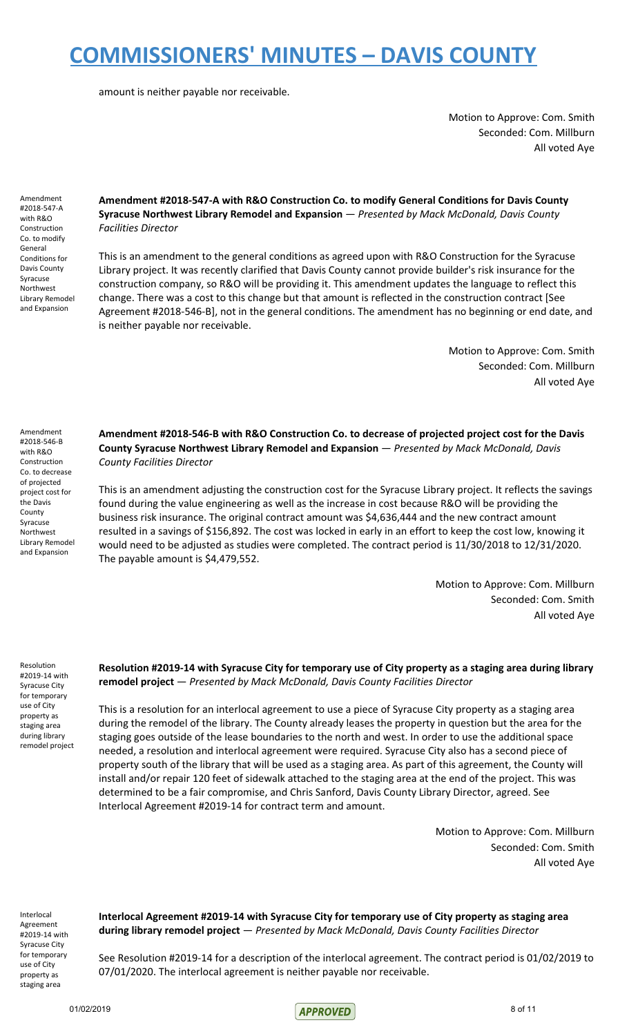amount is neither payable nor receivable.

Motion to Approve: Com. Smith
Seconded: Com. Millburn
All voted Aye

Amendment #2018-547-A with R&O Construction Co. to modify General Conditions for Davis County Syracuse Northwest Library Remodel and Expansion

**Amendment #2018-547-A with R&O Construction Co. to modify General Conditions for Davis County Syracuse Northwest Library Remodel and Expansion** — *Presented by Mack McDonald, Davis County Facilities Director*

This is an amendment to the general conditions as agreed upon with R&O Construction for the Syracuse Library project. It was recently clarified that Davis County cannot provide builder's risk insurance for the construction company, so R&O will be providing it. This amendment updates the language to reflect this change. There was a cost to this change but that amount is reflected in the construction contract [See Agreement #2018-546-B], not in the general conditions. The amendment has no beginning or end date, and is neither payable nor receivable.

Motion to Approve: Com. Smith
Seconded: Com. Millburn
All voted Aye

Amendment #2018-546-B with R&O Construction Co. to decrease of projected project cost for the Davis County Syracuse Northwest Library Remodel and Expansion

**Amendment #2018-546-B with R&O Construction Co. to decrease of projected project cost for the Davis County Syracuse Northwest Library Remodel and Expansion** — *Presented by Mack McDonald, Davis County Facilities Director*

This is an amendment adjusting the construction cost for the Syracuse Library project. It reflects the savings found during the value engineering as well as the increase in cost because R&O will be providing the business risk insurance. The original contract amount was $4,636,444 and the new contract amount resulted in a savings of $156,892. The cost was locked in early in an effort to keep the cost low, knowing it would need to be adjusted as studies were completed. The contract period is 11/30/2018 to 12/31/2020. The payable amount is $4,479,552.

Motion to Approve: Com. Millburn
Seconded: Com. Smith
All voted Aye

Resolution #2019-14 with Syracuse City for temporary use of City property as staging area during library remodel project

**Resolution #2019-14 with Syracuse City for temporary use of City property as a staging area during library remodel project** — *Presented by Mack McDonald, Davis County Facilities Director*

This is a resolution for an interlocal agreement to use a piece of Syracuse City property as a staging area during the remodel of the library. The County already leases the property in question but the area for the staging goes outside of the lease boundaries to the north and west. In order to use the additional space needed, a resolution and interlocal agreement were required. Syracuse City also has a second piece of property south of the library that will be used as a staging area. As part of this agreement, the County will install and/or repair 120 feet of sidewalk attached to the staging area at the end of the project. This was determined to be a fair compromise, and Chris Sanford, Davis County Library Director, agreed. See Interlocal Agreement #2019-14 for contract term and amount.

Motion to Approve: Com. Millburn
Seconded: Com. Smith
All voted Aye

Interlocal Agreement #2019-14 with Syracuse City for temporary use of City property as staging area

**Interlocal Agreement #2019-14 with Syracuse City for temporary use of City property as staging area during library remodel project** — *Presented by Mack McDonald, Davis County Facilities Director*

See Resolution #2019-14 for a description of the interlocal agreement. The contract period is 01/02/2019 to 07/01/2020. The interlocal agreement is neither payable nor receivable.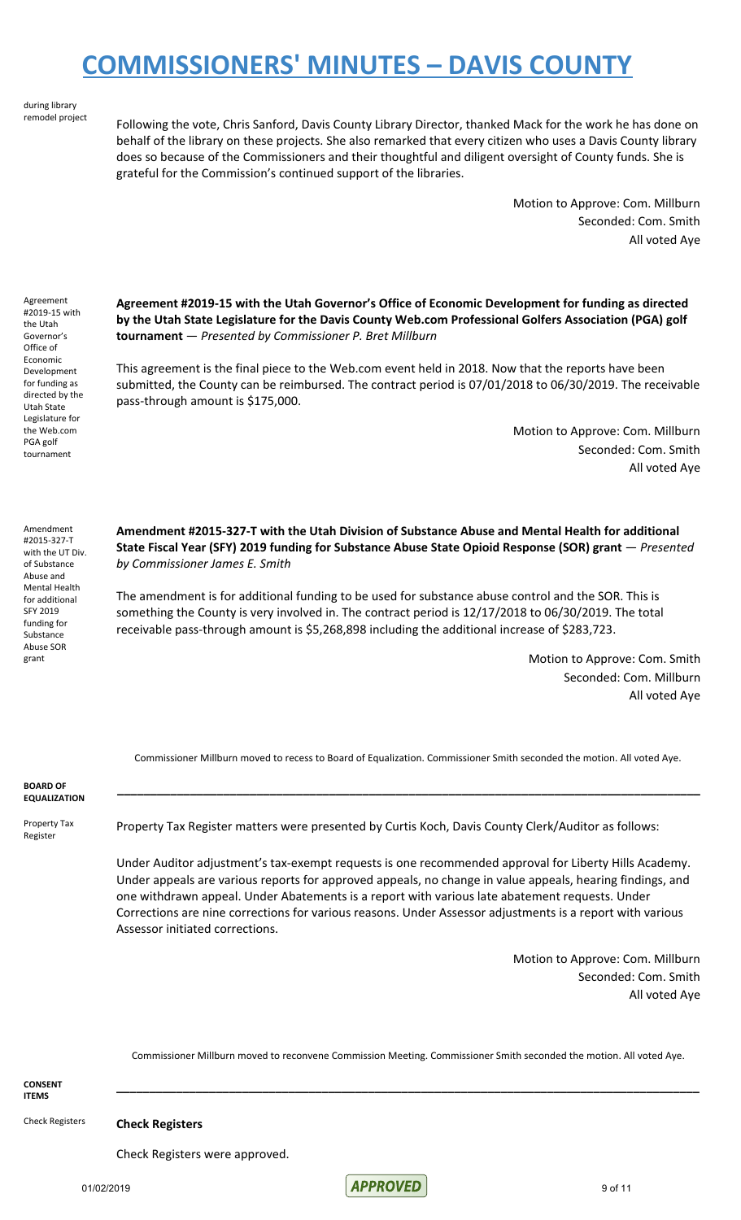during library remodel project

Following the vote, Chris Sanford, Davis County Library Director, thanked Mack for the work he has done on behalf of the library on these projects. She also remarked that every citizen who uses a Davis County library does so because of the Commissioners and their thoughtful and diligent oversight of County funds. She is grateful for the Commission's continued support of the libraries.

Motion to Approve: Com. Millburn
Seconded: Com. Smith
All voted Aye

Agreement #2019-15 with the Utah Governor's Office of Economic Development for funding as directed by the Utah State Legislature for the Web.com PGA golf tournament

**Agreement #2019-15 with the Utah Governor's Office of Economic Development for funding as directed by the Utah State Legislature for the Davis County Web.com Professional Golfers Association (PGA) golf tournament** — *Presented by Commissioner P. Bret Millburn*

This agreement is the final piece to the Web.com event held in 2018. Now that the reports have been submitted, the County can be reimbursed. The contract period is 07/01/2018 to 06/30/2019. The receivable pass-through amount is $175,000.

Motion to Approve: Com. Millburn
Seconded: Com. Smith
All voted Aye

Amendment #2015-327-T with the UT Div. of Substance Abuse and Mental Health for additional SFY 2019 funding for Substance Abuse SOR grant

**Amendment #2015-327-T with the Utah Division of Substance Abuse and Mental Health for additional State Fiscal Year (SFY) 2019 funding for Substance Abuse State Opioid Response (SOR) grant** — *Presented by Commissioner James E. Smith*

The amendment is for additional funding to be used for substance abuse control and the SOR. This is something the County is very involved in. The contract period is 12/17/2018 to 06/30/2019. The total receivable pass-through amount is $5,268,898 including the additional increase of $283,723.

Motion to Approve: Com. Smith
Seconded: Com. Millburn
All voted Aye

Commissioner Millburn moved to recess to Board of Equalization. Commissioner Smith seconded the motion. All voted Aye.

**BOARD OF EQUALIZATION**

---

Property Tax Register

Property Tax Register matters were presented by Curtis Koch, Davis County Clerk/Auditor as follows:

Under Auditor adjustment's tax-exempt requests is one recommended approval for Liberty Hills Academy. Under appeals are various reports for approved appeals, no change in value appeals, hearing findings, and one withdrawn appeal. Under Abatements is a report with various late abatement requests. Under Corrections are nine corrections for various reasons. Under Assessor adjustments is a report with various Assessor initiated corrections.

Motion to Approve: Com. Millburn
Seconded: Com. Smith
All voted Aye

Commissioner Millburn moved to reconvene Commission Meeting. Commissioner Smith seconded the motion. All voted Aye.

**CONSENT ITEMS**

---

Check Registers

**Check Registers**

Check Registers were approved.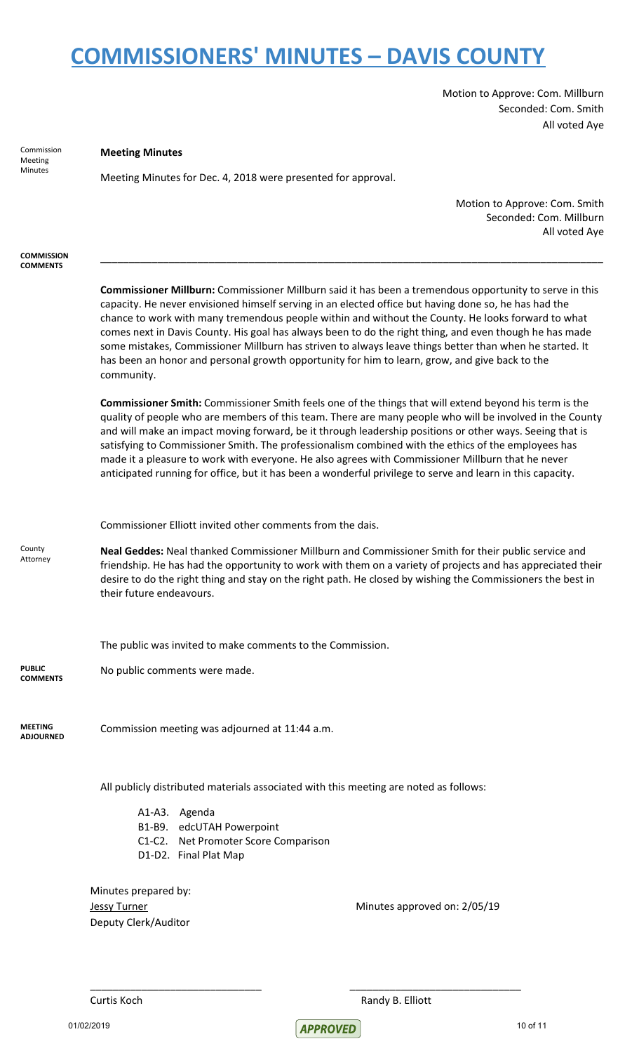Motion to Approve: Com. Millburn
Seconded: Com. Smith
All voted Aye

Commission Meeting Minutes

**Meeting Minutes**

Meeting Minutes for Dec. 4, 2018 were presented for approval.

Motion to Approve: Com. Smith
Seconded: Com. Millburn
All voted Aye

**COMMISSION COMMENTS**

---

**Commissioner Millburn:** Commissioner Millburn said it has been a tremendous opportunity to serve in this capacity. He never envisioned himself serving in an elected office but having done so, he has had the chance to work with many tremendous people within and without the County. He looks forward to what comes next in Davis County. His goal has always been to do the right thing, and even though he has made some mistakes, Commissioner Millburn has striven to always leave things better than when he started. It has been an honor and personal growth opportunity for him to learn, grow, and give back to the community.

**Commissioner Smith:** Commissioner Smith feels one of the things that will extend beyond his term is the quality of people who are members of this team. There are many people who will be involved in the County and will make an impact moving forward, be it through leadership positions or other ways. Seeing that is satisfying to Commissioner Smith. The professionalism combined with the ethics of the employees has made it a pleasure to work with everyone. He also agrees with Commissioner Millburn that he never anticipated running for office, but it has been a wonderful privilege to serve and learn in this capacity.

Commissioner Elliott invited other comments from the dais.

County Attorney

**Neal Geddes:** Neal thanked Commissioner Millburn and Commissioner Smith for their public service and friendship. He has had the opportunity to work with them on a variety of projects and has appreciated their desire to do the right thing and stay on the right path. He closed by wishing the Commissioners the best in their future endeavours.

The public was invited to make comments to the Commission.

**PUBLIC COMMENTS**

No public comments were made.

**MEETING ADJOURNED**

Commission meeting was adjourned at 11:44 a.m.

All publicly distributed materials associated with this meeting are noted as follows:

- A1-A3. Agenda
- B1-B9. edcUTAH Powerpoint
- C1-C2. Net Promoter Score Comparison
- D1-D2. Final Plat Map

Minutes prepared by:
Jessy Turner
Deputy Clerk/Auditor

Minutes approved on: 2/05/19

_______________________________ _______________________________

Curtis Koch Randy B. Elliott

01/02/2019

APPROVED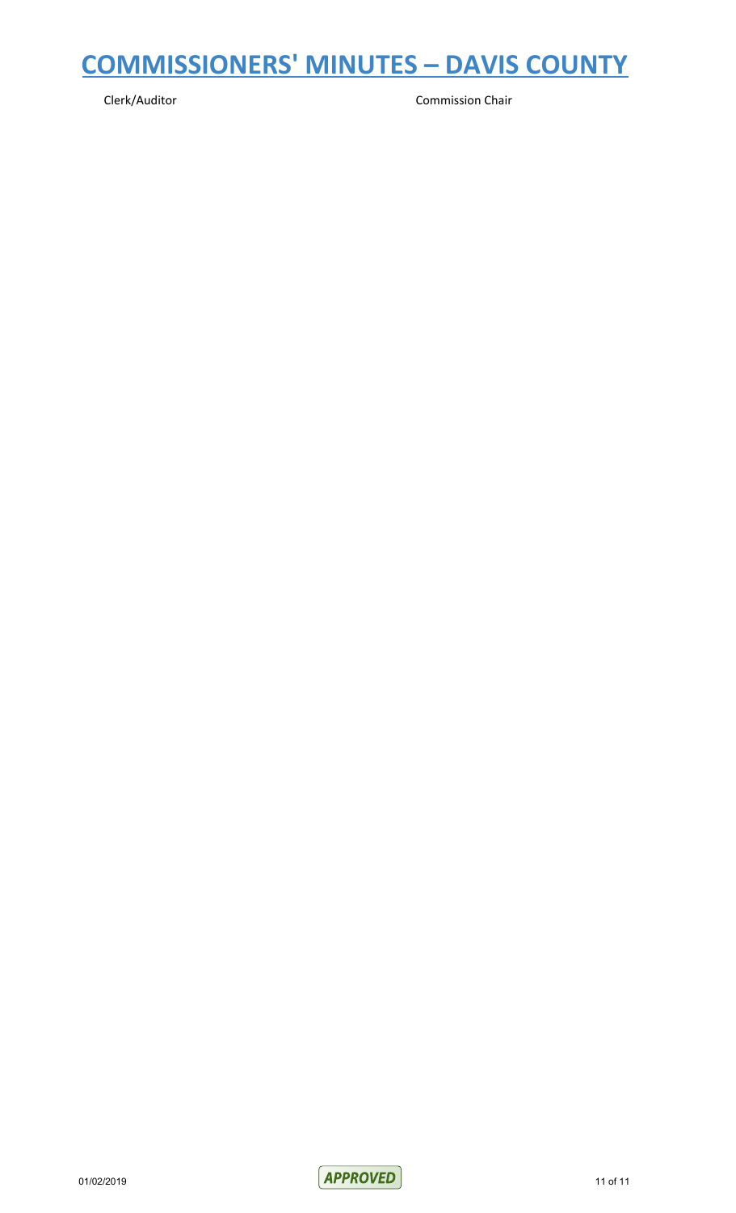Clerk/Auditor Commission Chair